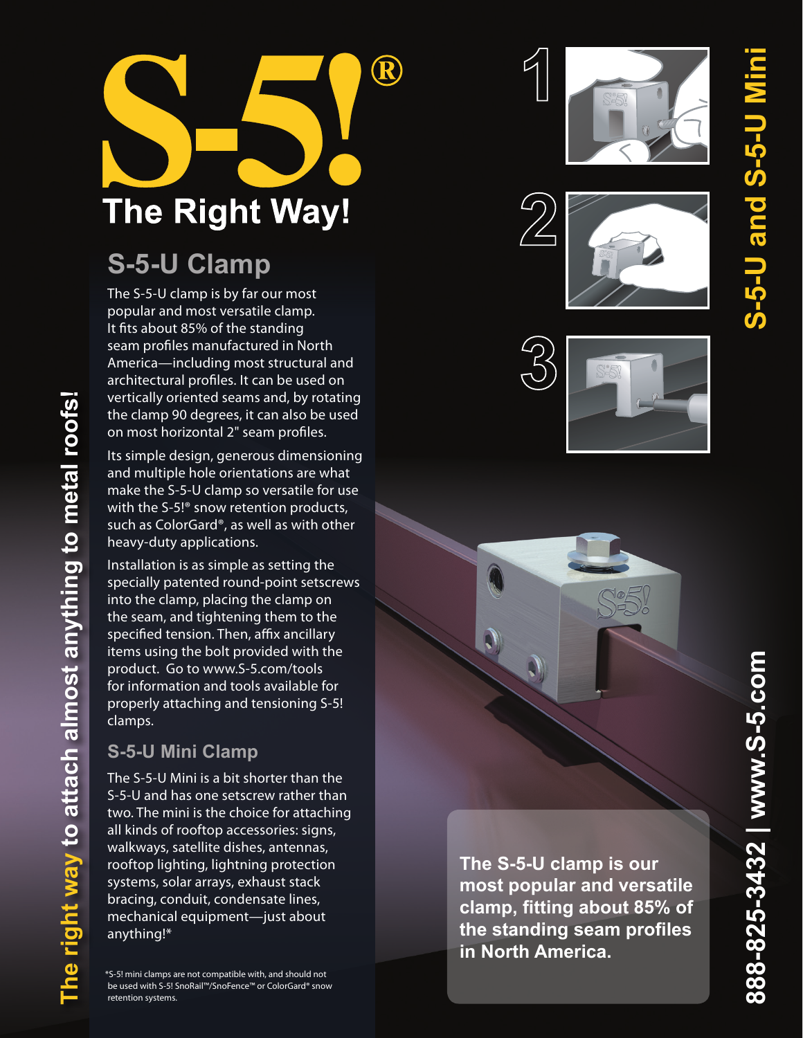# S-5!®

## The Right Way!

## S-5-U Clamp

The S-5-U clamp is by far our most popular and most versatile clamp. It fits about 85% of the standing seam profiles manufactured in North America—including most structural and architectural profiles. It can be used on vertically oriented seams and, by rotating the clamp 90 degrees, it can also be used on most horizontal 2" seam profiles.

Its simple design, generous dimensioning and multiple hole orientations are what make the S-5-U clamp so versatile for use with the S-5!® snow retention products, such as ColorGard®, as well as with other heavy-duty applications.

Installation is as simple as setting the specially patented round-point setscrews into the clamp, placing the clamp on the seam, and tightening them to the specified tension. Then, affix ancillary items using the bolt provided with the product. Go to www.S-5.com/tools for information and tools available for properly attaching and tensioning S-5! clamps.

### S-5-U Mini Clamp

The S-5-U Mini is a bit shorter than the S-5-U and has one setscrew rather than two. The mini is the choice for attaching all kinds of rooftop accessories: signs, walkways, satellite dishes, antennas, rooftop lighting, lightning protection systems, solar arrays, exhaust stack bracing, conduit, condensate lines, mechanical equipment—just about anything!*

*S-5! mini clamps are not compatible with, and should not be used with S-5! SnoRail™/SnoFence™ or ColorGard® snow retention systems.

**The right way to attach almost anything to metal roofs!**

**S-5-U and S-5-U Mini**

1

2

3

**The S-5-U clamp is our most popular and versatile clamp, fitting about 85% of the standing seam profiles in North America.**

**888-825-3432 | www.S-5.com**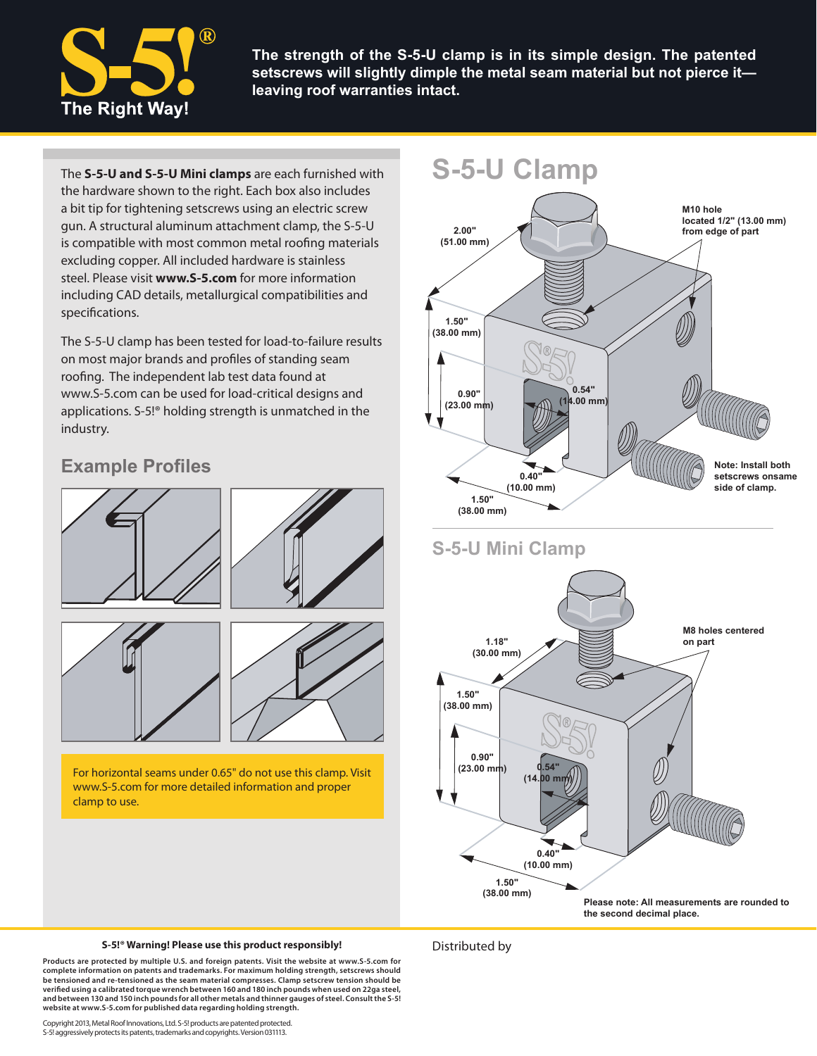S-5!® The Right Way!

**The strength of the S-5-U clamp is in its simple design. The patented setscrews will slightly dimple the metal seam material but not pierce it—leaving roof warranties intact.**

The **S-5-U and S-5-U Mini clamps** are each furnished with the hardware shown to the right. Each box also includes a bit tip for tightening setscrews using an electric screw gun. A structural aluminum attachment clamp, the S-5-U is compatible with most common metal roofing materials excluding copper. All included hardware is stainless steel. Please visit **www.S-5.com** for more information including CAD details, metallurgical compatibilities and specifications.

The S-5-U clamp has been tested for load-to-failure results on most major brands and profiles of standing seam roofing. The independent lab test data found at www.S-5.com can be used for load-critical designs and applications. S-5!® holding strength is unmatched in the industry.

## Example Profiles

For horizontal seams under 0.65" do not use this clamp. Visit www.S-5.com for more detailed information and proper clamp to use.

## S-5-U Clamp

2.00" (51.00 mm)

M10 hole located 1/2" (13.00 mm) from edge of part

1.50" (38.00 mm)

0.90" (23.00 mm)

0.54" (14.00 mm)

0.40" (10.00 mm)

1.50" (38.00 mm)

Note: Install both setscrews onsame side of clamp.

## S-5-U Mini Clamp

1.18" (30.00 mm)

M8 holes centered on part

1.50" (38.00 mm)

0.90" (23.00 mm)

0.54" (14.00 mm)

0.40" (10.00 mm)

1.50" (38.00 mm)

Please note: All measurements are rounded to the second decimal place.

**S-5!® Warning! Please use this product responsibly!**

**Products are protected by multiple U.S. and foreign patents. Visit the website at www.S-5.com for complete information on patents and trademarks. For maximum holding strength, setscrews should be tensioned and re-tensioned as the seam material compresses. Clamp setscrew tension should be verified using a calibrated torque wrench between 160 and 180 inch pounds when used on 22ga steel, and between 130 and 150 inch pounds for all other metals and thinner gauges of steel. Consult the S-5! website at www.S-5.com for published data regarding holding strength.**

Copyright 2013, Metal Roof Innovations, Ltd. S-5! products are patented protected. S-5! aggressively protects its patents, trademarks and copyrights. Version 031113.

Distributed by